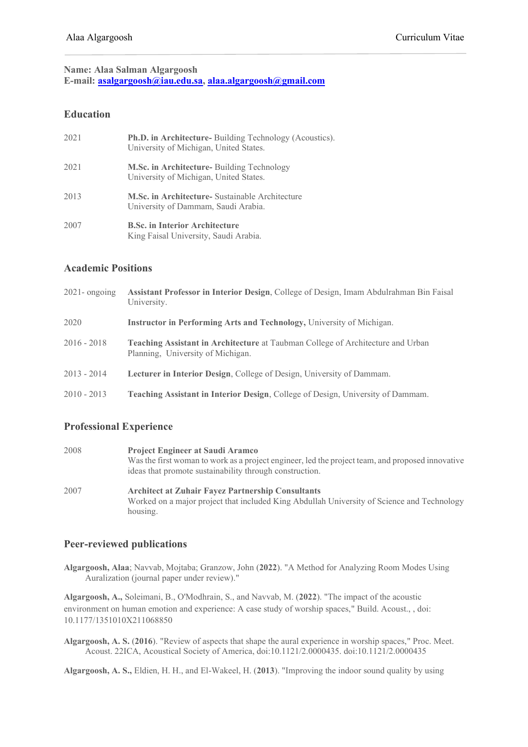**Name: Alaa Salman Algargoosh**
**E-mail: asalgargoosh@iau.edu.sa, alaa.algargoosh@gmail.com**

## Education

| | |
|---|---|
| 2021 | **Ph.D. in Architecture-** Building Technology (Acoustics). University of Michigan, United States. |
| 2021 | **M.Sc. in Architecture-** Building Technology University of Michigan, United States. |
| 2013 | **M.Sc. in Architecture-** Sustainable Architecture University of Dammam, Saudi Arabia. |
| 2007 | **B.Sc. in Interior Architecture** King Faisal University, Saudi Arabia. |

## Academic Positions

| | |
|---|---|
| 2021- ongoing | **Assistant Professor in Interior Design**, College of Design, Imam Abdulrahman Bin Faisal University. |
| 2020 | **Instructor in Performing Arts and Technology,** University of Michigan. |
| 2016 - 2018 | **Teaching Assistant in Architecture** at Taubman College of Architecture and Urban Planning, University of Michigan. |
| 2013 - 2014 | **Lecturer in Interior Design**, College of Design, University of Dammam. |
| 2010 - 2013 | **Teaching Assistant in Interior Design**, College of Design, University of Dammam. |

## Professional Experience

| | |
|---|---|
| 2008 | **Project Engineer at Saudi Aramco** Was the first woman to work as a project engineer, led the project team, and proposed innovative ideas that promote sustainability through construction. |
| 2007 | **Architect at Zuhair Fayez Partnership Consultants** Worked on a major project that included King Abdullah University of Science and Technology housing. |

## Peer-reviewed publications

**Algargoosh, Alaa**; Navvab, Mojtaba; Granzow, John (**2022**). "A Method for Analyzing Room Modes Using Auralization (journal paper under review)."

**Algargoosh, A.,** Soleimani, B., O'Modhrain, S., and Navvab, M. (**2022**). "The impact of the acoustic environment on human emotion and experience: A case study of worship spaces," Build. Acoust., , doi: 10.1177/1351010X211068850

**Algargoosh, A. S.** (**2016**). "Review of aspects that shape the aural experience in worship spaces," Proc. Meet. Acoust. 22ICA, Acoustical Society of America, doi:10.1121/2.0000435. doi:10.1121/2.0000435

**Algargoosh, A. S.,** Eldien, H. H., and El-Wakeel, H. (**2013**). "Improving the indoor sound quality by using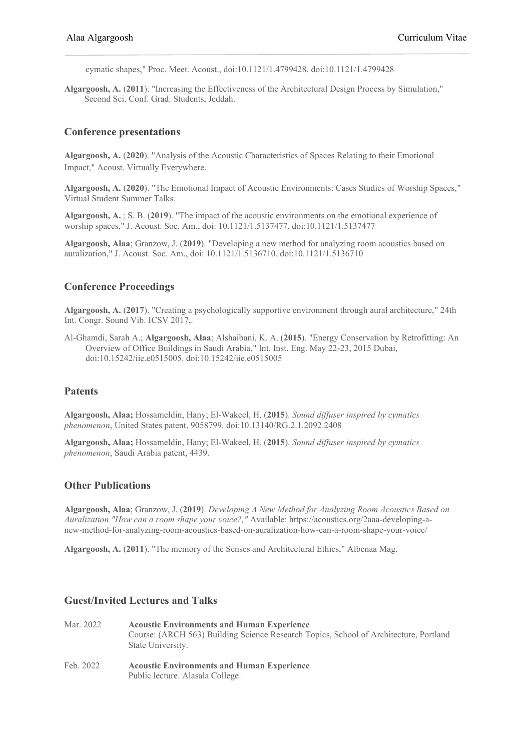cymatic shapes," Proc. Meet. Acoust., doi:10.1121/1.4799428. doi:10.1121/1.4799428

**Algargoosh, A.** (**2011**). "Increasing the Effectiveness of the Architectural Design Process by Simulation," Second Sci. Conf. Grad. Students, Jeddah.

## Conference presentations

**Algargoosh, A.** (**2020**). "Analysis of the Acoustic Characteristics of Spaces Relating to their Emotional Impact," Acoust. Virtually Everywhere.

**Algargoosh, A.** (**2020**). "The Emotional Impact of Acoustic Environments: Cases Studies of Worship Spaces," Virtual Student Summer Talks.

**Algargoosh, A.** ; S. B. (**2019**). "The impact of the acoustic environments on the emotional experience of worship spaces," J. Acoust. Soc. Am., doi: 10.1121/1.5137477. doi:10.1121/1.5137477

**Algargoosh, Alaa**; Granzow, J. (**2019**). "Developing a new method for analyzing room acoustics based on auralization," J. Acoust. Soc. Am., doi: 10.1121/1.5136710. doi:10.1121/1.5136710

## Conference Proceedings

**Algargoosh, A.** (**2017**). "Creating a psychologically supportive environment through aural architecture," 24th Int. Congr. Sound Vib. ICSV 2017,.

Al-Ghamdi, Sarah A.; **Algargoosh, Alaa**; Alshaibani, K. A. (**2015**). "Energy Conservation by Retrofitting: An Overview of Office Buildings in Saudi Arabia," Int. Inst. Eng. May 22-23, 2015 Dubai, doi:10.15242/iie.e0515005. doi:10.15242/iie.e0515005

## Patents

**Algargoosh, Alaa;** Hossameldin, Hany; El-Wakeel, H. (**2015**). *Sound diffuser inspired by cymatics phenomenon*, United States patent, 9058799. doi:10.13140/RG.2.1.2092.2408

**Algargoosh, Alaa;** Hossameldin, Hany; El-Wakeel, H. (**2015**). *Sound diffuser inspired by cymatics phenomenon*, Saudi Arabia patent, 4439.

## Other Publications

**Algargoosh, Alaa**; Granzow, J. (**2019**). *Developing A New Method for Analyzing Room Acoustics Based on Auralization "How can a room shape your voice?,"* Available: https://acoustics.org/2aaa-developing-a-new-method-for-analyzing-room-acoustics-based-on-auralization-how-can-a-room-shape-your-voice/

**Algargoosh, A.** (**2011**). "The memory of the Senses and Architectural Ethics," Albenaa Mag.

## Guest/Invited Lectures and Talks

Mar. 2022 — **Acoustic Environments and Human Experience**
Course: (ARCH 563) Building Science Research Topics, School of Architecture, Portland State University.

Feb. 2022 — **Acoustic Environments and Human Experience**
Public lecture. Alasala College.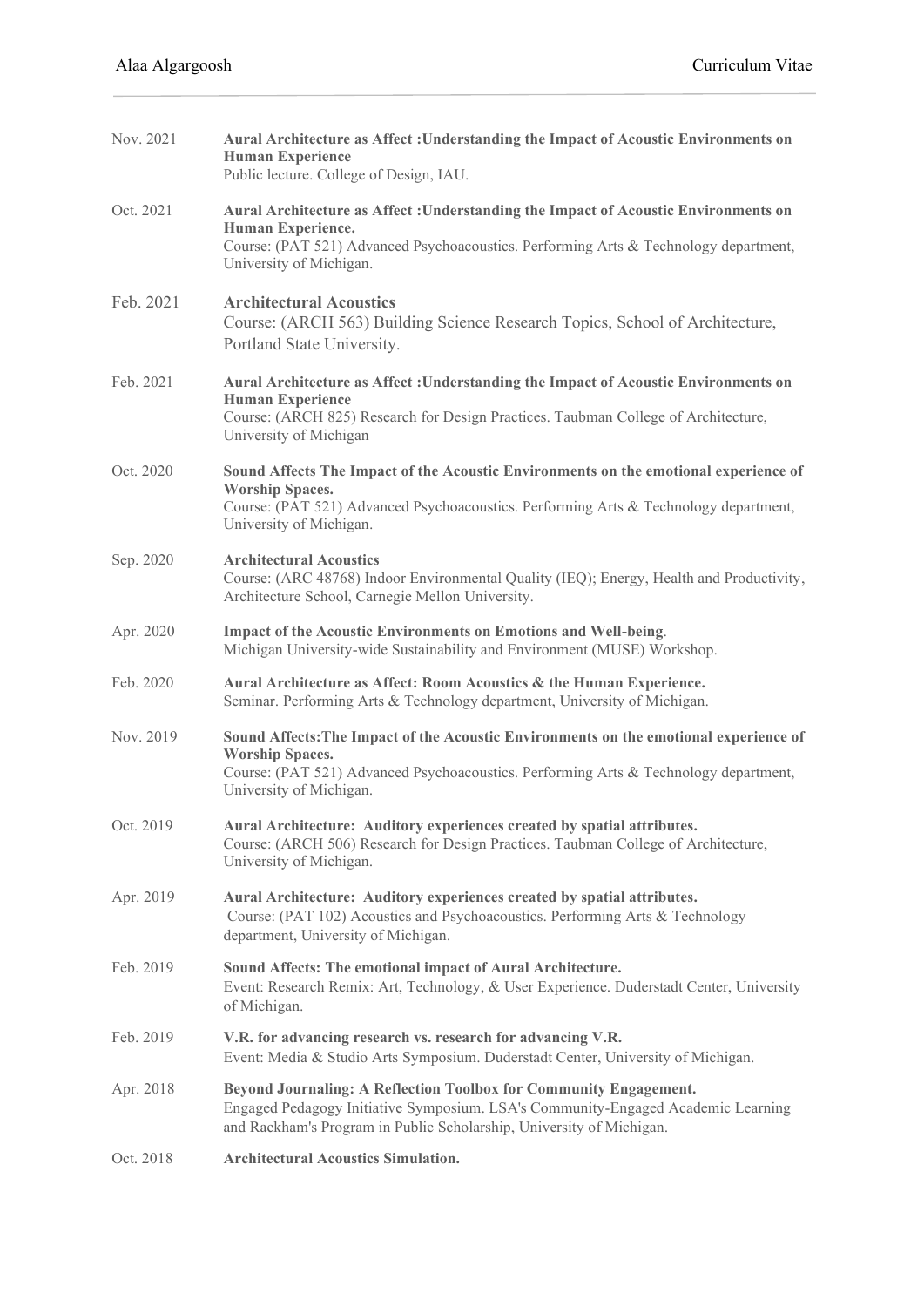Nov. 2021 **Aural Architecture as Affect :Understanding the Impact of Acoustic Environments on Human Experience**
Public lecture. College of Design, IAU.

Oct. 2021 **Aural Architecture as Affect :Understanding the Impact of Acoustic Environments on Human Experience.**
Course: (PAT 521) Advanced Psychoacoustics. Performing Arts & Technology department, University of Michigan.

Feb. 2021 **Architectural Acoustics**
Course: (ARCH 563) Building Science Research Topics, School of Architecture, Portland State University.

Feb. 2021 **Aural Architecture as Affect :Understanding the Impact of Acoustic Environments on Human Experience**
Course: (ARCH 825) Research for Design Practices. Taubman College of Architecture, University of Michigan

Oct. 2020 **Sound Affects The Impact of the Acoustic Environments on the emotional experience of Worship Spaces.**
Course: (PAT 521) Advanced Psychoacoustics. Performing Arts & Technology department, University of Michigan.

Sep. 2020 **Architectural Acoustics**
Course: (ARC 48768) Indoor Environmental Quality (IEQ); Energy, Health and Productivity, Architecture School, Carnegie Mellon University.

Apr. 2020 **Impact of the Acoustic Environments on Emotions and Well-being**.
Michigan University-wide Sustainability and Environment (MUSE) Workshop.

Feb. 2020 **Aural Architecture as Affect: Room Acoustics & the Human Experience.**
Seminar. Performing Arts & Technology department, University of Michigan.

Nov. 2019 **Sound Affects:The Impact of the Acoustic Environments on the emotional experience of Worship Spaces.**
Course: (PAT 521) Advanced Psychoacoustics. Performing Arts & Technology department, University of Michigan.

Oct. 2019 **Aural Architecture: Auditory experiences created by spatial attributes.**
Course: (ARCH 506) Research for Design Practices. Taubman College of Architecture, University of Michigan.

Apr. 2019 **Aural Architecture: Auditory experiences created by spatial attributes.**
Course: (PAT 102) Acoustics and Psychoacoustics. Performing Arts & Technology department, University of Michigan.

Feb. 2019 **Sound Affects: The emotional impact of Aural Architecture.**
Event: Research Remix: Art, Technology, & User Experience. Duderstadt Center, University of Michigan.

Feb. 2019 **V.R. for advancing research vs. research for advancing V.R.**
Event: Media & Studio Arts Symposium. Duderstadt Center, University of Michigan.

Apr. 2018 **Beyond Journaling: A Reflection Toolbox for Community Engagement.**
Engaged Pedagogy Initiative Symposium. LSA's Community-Engaged Academic Learning and Rackham's Program in Public Scholarship, University of Michigan.

Oct. 2018 **Architectural Acoustics Simulation.**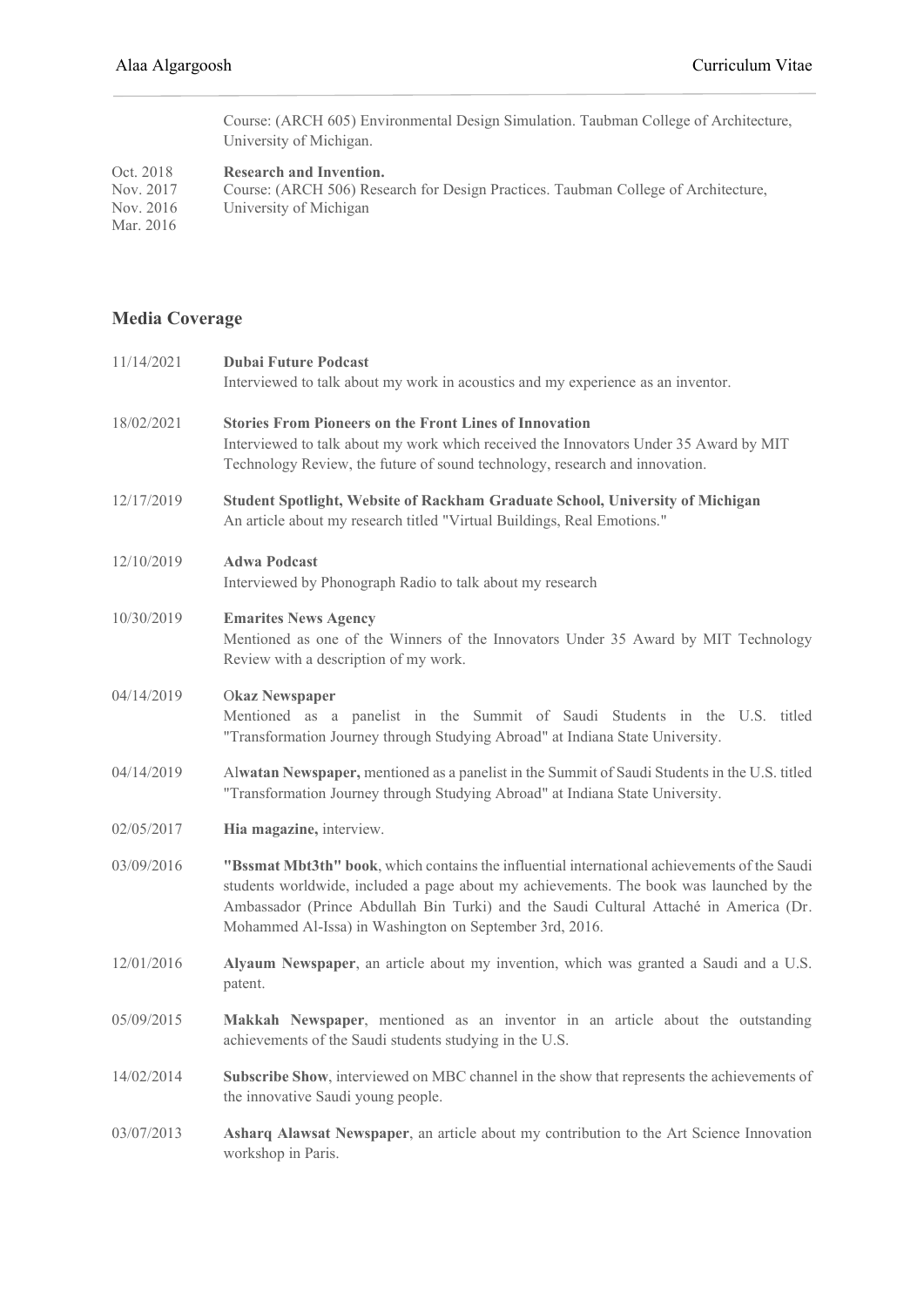Course: (ARCH 605) Environmental Design Simulation. Taubman College of Architecture, University of Michigan.

Oct. 2018
Nov. 2017
Nov. 2016
Mar. 2016

**Research and Invention.**
Course: (ARCH 506) Research for Design Practices. Taubman College of Architecture, University of Michigan

## Media Coverage

11/14/2021 **Dubai Future Podcast**
Interviewed to talk about my work in acoustics and my experience as an inventor.

18/02/2021 **Stories From Pioneers on the Front Lines of Innovation**
Interviewed to talk about my work which received the Innovators Under 35 Award by MIT Technology Review, the future of sound technology, research and innovation.

12/17/2019 **Student Spotlight, Website of Rackham Graduate School, University of Michigan**
An article about my research titled "Virtual Buildings, Real Emotions."

12/10/2019 **Adwa Podcast**
Interviewed by Phonograph Radio to talk about my research

10/30/2019 **Emarites News Agency**
Mentioned as one of the Winners of the Innovators Under 35 Award by MIT Technology Review with a description of my work.

04/14/2019 O**kaz Newspaper**
Mentioned as a panelist in the Summit of Saudi Students in the U.S. titled "Transformation Journey through Studying Abroad" at Indiana State University.

04/14/2019 Al**watan Newspaper,** mentioned as a panelist in the Summit of Saudi Students in the U.S. titled "Transformation Journey through Studying Abroad" at Indiana State University.

02/05/2017 **Hia magazine,** interview.

03/09/2016 **"Bssmat Mbt3th" book**, which contains the influential international achievements of the Saudi students worldwide, included a page about my achievements. The book was launched by the Ambassador (Prince Abdullah Bin Turki) and the Saudi Cultural Attaché in America (Dr. Mohammed Al-Issa) in Washington on September 3rd, 2016.

12/01/2016 **Alyaum Newspaper**, an article about my invention, which was granted a Saudi and a U.S. patent.

05/09/2015 **Makkah Newspaper**, mentioned as an inventor in an article about the outstanding achievements of the Saudi students studying in the U.S.

14/02/2014 **Subscribe Show**, interviewed on MBC channel in the show that represents the achievements of the innovative Saudi young people.

03/07/2013 **Asharq Alawsat Newspaper**, an article about my contribution to the Art Science Innovation workshop in Paris.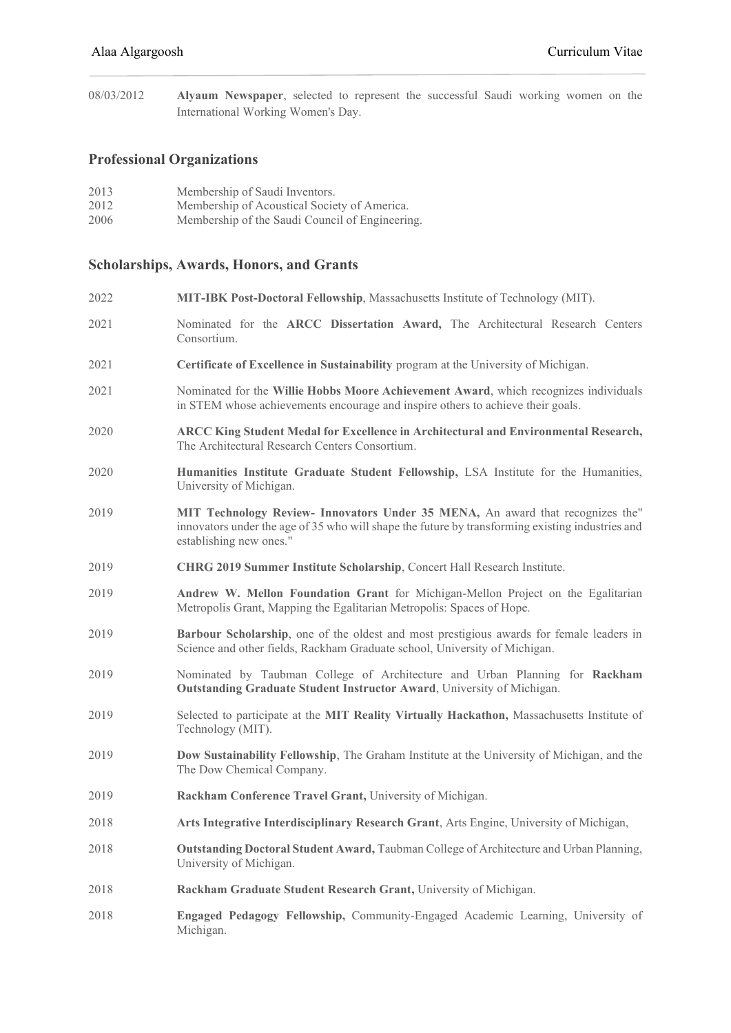08/03/2012 **Alyaum Newspaper**, selected to represent the successful Saudi working women on the International Working Women's Day.

## Professional Organizations

2013 Membership of Saudi Inventors.
2012 Membership of Acoustical Society of America.
2006 Membership of the Saudi Council of Engineering.

## Scholarships, Awards, Honors, and Grants

2022 **MIT-IBK Post-Doctoral Fellowship**, Massachusetts Institute of Technology (MIT).

2021 Nominated for the **ARCC Dissertation Award,** The Architectural Research Centers Consortium.

2021 **Certificate of Excellence in Sustainability** program at the University of Michigan.

2021 Nominated for the **Willie Hobbs Moore Achievement Award**, which recognizes individuals in STEM whose achievements encourage and inspire others to achieve their goals.

2020 **ARCC King Student Medal for Excellence in Architectural and Environmental Research,** The Architectural Research Centers Consortium.

2020 **Humanities Institute Graduate Student Fellowship,** LSA Institute for the Humanities, University of Michigan.

2019 **MIT Technology Review- Innovators Under 35 MENA,** An award that recognizes the" innovators under the age of 35 who will shape the future by transforming existing industries and establishing new ones."

2019 **CHRG 2019 Summer Institute Scholarship**, Concert Hall Research Institute.

2019 **Andrew W. Mellon Foundation Grant** for Michigan-Mellon Project on the Egalitarian Metropolis Grant, Mapping the Egalitarian Metropolis: Spaces of Hope.

2019 **Barbour Scholarship**, one of the oldest and most prestigious awards for female leaders in Science and other fields, Rackham Graduate school, University of Michigan.

2019 Nominated by Taubman College of Architecture and Urban Planning for **Rackham Outstanding Graduate Student Instructor Award**, University of Michigan.

2019 Selected to participate at the **MIT Reality Virtually Hackathon,** Massachusetts Institute of Technology (MIT).

2019 **Dow Sustainability Fellowship**, The Graham Institute at the University of Michigan, and the The Dow Chemical Company.

2019 **Rackham Conference Travel Grant,** University of Michigan.

2018 **Arts Integrative Interdisciplinary Research Grant**, Arts Engine, University of Michigan,

2018 **Outstanding Doctoral Student Award,** Taubman College of Architecture and Urban Planning, University of Michigan.

2018 **Rackham Graduate Student Research Grant,** University of Michigan.

2018 **Engaged Pedagogy Fellowship,** Community-Engaged Academic Learning, University of Michigan.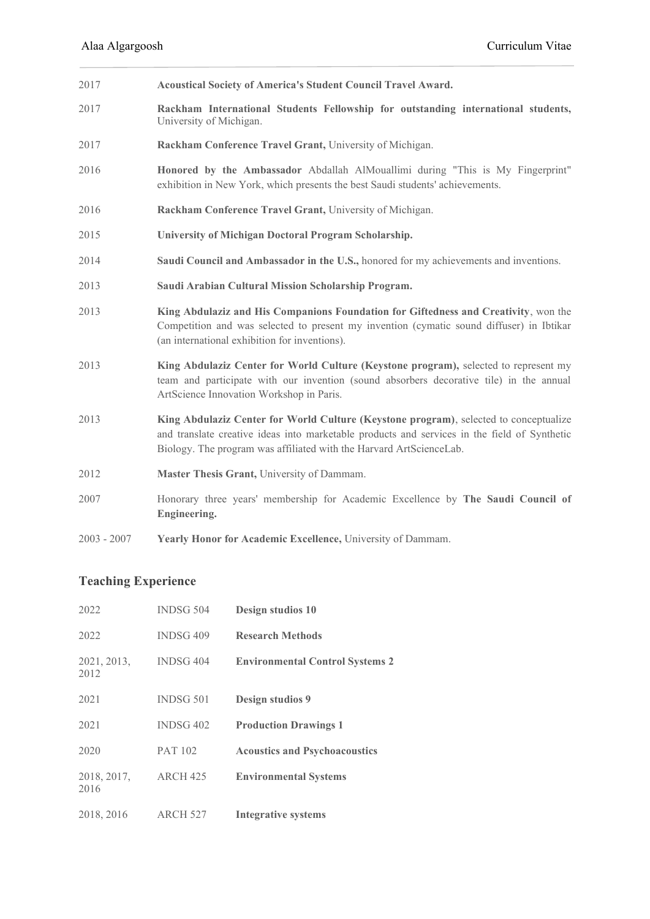| | |
|---|---|
| 2017 | **Acoustical Society of America's Student Council Travel Award.** |
| 2017 | **Rackham International Students Fellowship for outstanding international students,** University of Michigan. |
| 2017 | **Rackham Conference Travel Grant,** University of Michigan. |
| 2016 | **Honored by the Ambassador** Abdallah AlMouallimi during "This is My Fingerprint" exhibition in New York, which presents the best Saudi students' achievements. |
| 2016 | **Rackham Conference Travel Grant,** University of Michigan. |
| 2015 | **University of Michigan Doctoral Program Scholarship.** |
| 2014 | **Saudi Council and Ambassador in the U.S.,** honored for my achievements and inventions. |
| 2013 | **Saudi Arabian Cultural Mission Scholarship Program.** |
| 2013 | **King Abdulaziz and His Companions Foundation for Giftedness and Creativity**, won the Competition and was selected to present my invention (cymatic sound diffuser) in Ibtikar (an international exhibition for inventions). |
| 2013 | **King Abdulaziz Center for World Culture (Keystone program),** selected to represent my team and participate with our invention (sound absorbers decorative tile) in the annual ArtScience Innovation Workshop in Paris. |
| 2013 | **King Abdulaziz Center for World Culture (Keystone program)**, selected to conceptualize and translate creative ideas into marketable products and services in the field of Synthetic Biology. The program was affiliated with the Harvard ArtScienceLab. |
| 2012 | **Master Thesis Grant,** University of Dammam. |
| 2007 | Honorary three years' membership for Academic Excellence by **The Saudi Council of Engineering.** |
| 2003 - 2007 | **Yearly Honor for Academic Excellence,** University of Dammam. |

## Teaching Experience

| | | |
|---|---|---|
| 2022 | INDSG 504 | **Design studios 10** |
| 2022 | INDSG 409 | **Research Methods** |
| 2021, 2013, 2012 | INDSG 404 | **Environmental Control Systems 2** |
| 2021 | INDSG 501 | **Design studios 9** |
| 2021 | INDSG 402 | **Production Drawings 1** |
| 2020 | PAT 102 | **Acoustics and Psychoacoustics** |
| 2018, 2017, 2016 | ARCH 425 | **Environmental Systems** |
| 2018, 2016 | ARCH 527 | **Integrative systems** |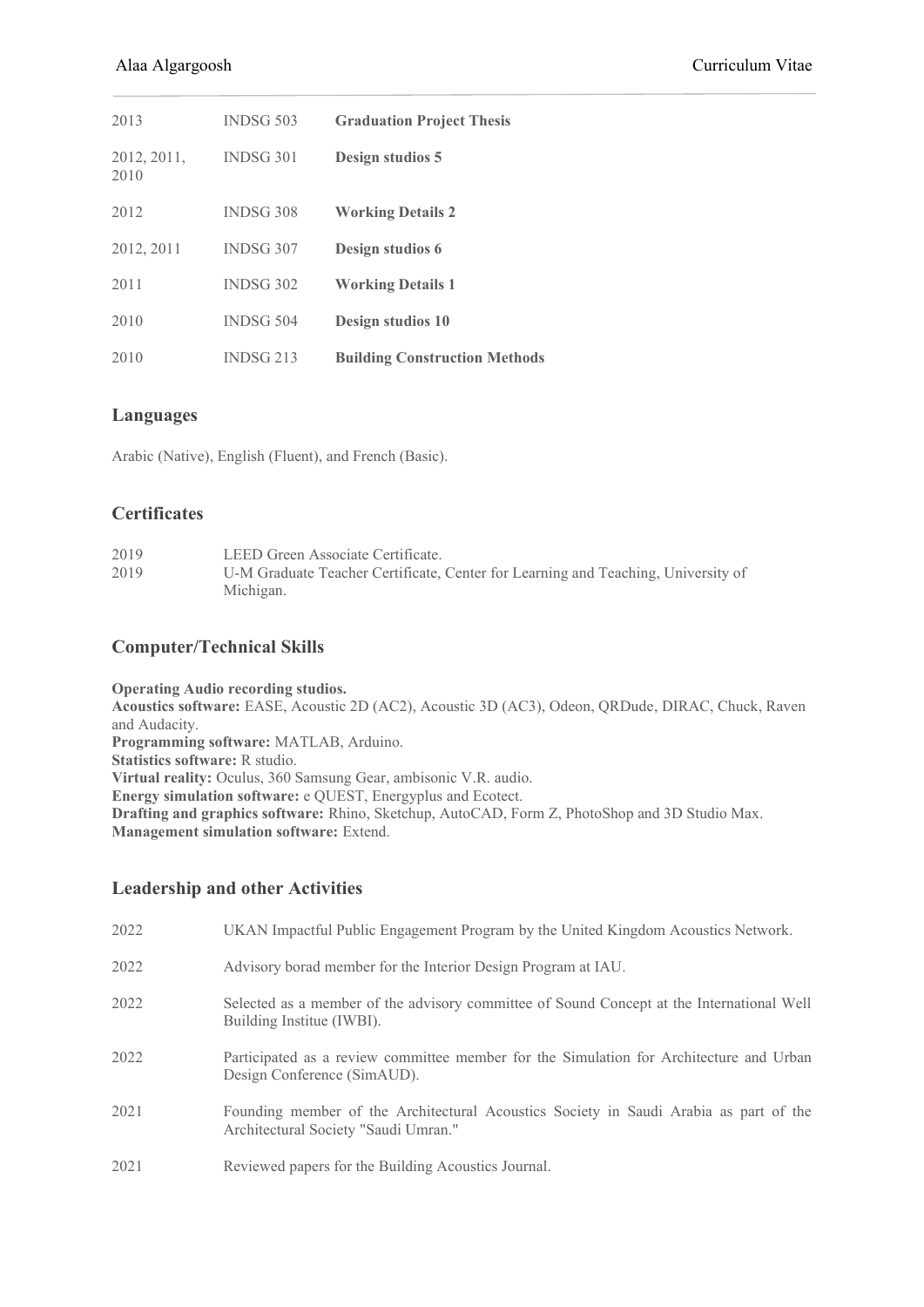| | | |
|---|---|---|
| 2013 | INDSG 503 | **Graduation Project Thesis** |
| 2012, 2011, 2010 | INDSG 301 | **Design studios 5** |
| 2012 | INDSG 308 | **Working Details 2** |
| 2012, 2011 | INDSG 307 | **Design studios 6** |
| 2011 | INDSG 302 | **Working Details 1** |
| 2010 | INDSG 504 | **Design studios 10** |
| 2010 | INDSG 213 | **Building Construction Methods** |

## Languages

Arabic (Native), English (Fluent), and French (Basic).

## Certificates

| | |
|---|---|
| 2019 | LEED Green Associate Certificate. |
| 2019 | U-M Graduate Teacher Certificate, Center for Learning and Teaching, University of Michigan. |

## Computer/Technical Skills

**Operating Audio recording studios.**
**Acoustics software:** EASE, Acoustic 2D (AC2), Acoustic 3D (AC3), Odeon, QRDude, DIRAC, Chuck, Raven and Audacity.
**Programming software:** MATLAB, Arduino.
**Statistics software:** R studio.
**Virtual reality:** Oculus, 360 Samsung Gear, ambisonic V.R. audio.
**Energy simulation software:** e QUEST, Energyplus and Ecotect.
**Drafting and graphics software:** Rhino, Sketchup, AutoCAD, Form Z, PhotoShop and 3D Studio Max.
**Management simulation software:** Extend.

## Leadership and other Activities

| | |
|---|---|
| 2022 | UKAN Impactful Public Engagement Program by the United Kingdom Acoustics Network. |
| 2022 | Advisory borad member for the Interior Design Program at IAU. |
| 2022 | Selected as a member of the advisory committee of Sound Concept at the International Well Building Institue (IWBI). |
| 2022 | Participated as a review committee member for the Simulation for Architecture and Urban Design Conference (SimAUD). |
| 2021 | Founding member of the Architectural Acoustics Society in Saudi Arabia as part of the Architectural Society "Saudi Umran." |
| 2021 | Reviewed papers for the Building Acoustics Journal. |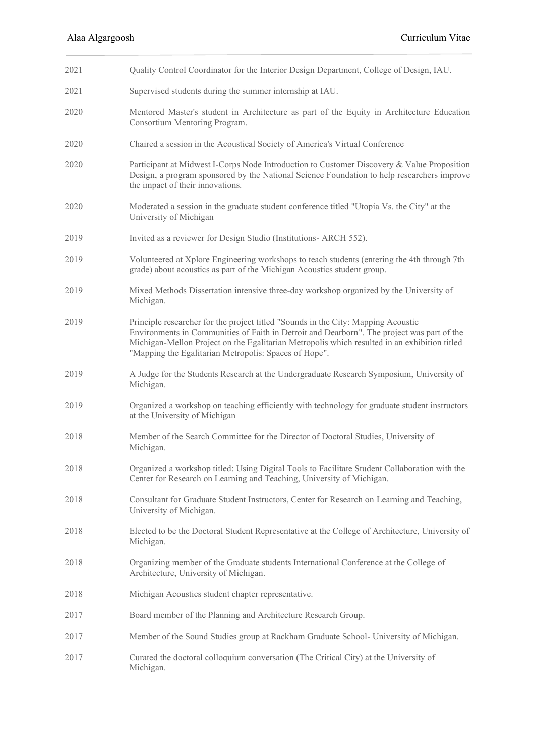| | |
|---|---|
| 2021 | Quality Control Coordinator for the Interior Design Department, College of Design, IAU. |
| 2021 | Supervised students during the summer internship at IAU. |
| 2020 | Mentored Master's student in Architecture as part of the Equity in Architecture Education Consortium Mentoring Program. |
| 2020 | Chaired a session in the Acoustical Society of America's Virtual Conference |
| 2020 | Participant at Midwest I-Corps Node Introduction to Customer Discovery & Value Proposition Design, a program sponsored by the National Science Foundation to help researchers improve the impact of their innovations. |
| 2020 | Moderated a session in the graduate student conference titled "Utopia Vs. the City" at the University of Michigan |
| 2019 | Invited as a reviewer for Design Studio (Institutions- ARCH 552). |
| 2019 | Volunteered at Xplore Engineering workshops to teach students (entering the 4th through 7th grade) about acoustics as part of the Michigan Acoustics student group. |
| 2019 | Mixed Methods Dissertation intensive three-day workshop organized by the University of Michigan. |
| 2019 | Principle researcher for the project titled "Sounds in the City: Mapping Acoustic Environments in Communities of Faith in Detroit and Dearborn". The project was part of the Michigan-Mellon Project on the Egalitarian Metropolis which resulted in an exhibition titled "Mapping the Egalitarian Metropolis: Spaces of Hope". |
| 2019 | A Judge for the Students Research at the Undergraduate Research Symposium, University of Michigan. |
| 2019 | Organized a workshop on teaching efficiently with technology for graduate student instructors at the University of Michigan |
| 2018 | Member of the Search Committee for the Director of Doctoral Studies, University of Michigan. |
| 2018 | Organized a workshop titled: Using Digital Tools to Facilitate Student Collaboration with the Center for Research on Learning and Teaching, University of Michigan. |
| 2018 | Consultant for Graduate Student Instructors, Center for Research on Learning and Teaching, University of Michigan. |
| 2018 | Elected to be the Doctoral Student Representative at the College of Architecture, University of Michigan. |
| 2018 | Organizing member of the Graduate students International Conference at the College of Architecture, University of Michigan. |
| 2018 | Michigan Acoustics student chapter representative. |
| 2017 | Board member of the Planning and Architecture Research Group. |
| 2017 | Member of the Sound Studies group at Rackham Graduate School- University of Michigan. |
| 2017 | Curated the doctoral colloquium conversation (The Critical City) at the University of Michigan. |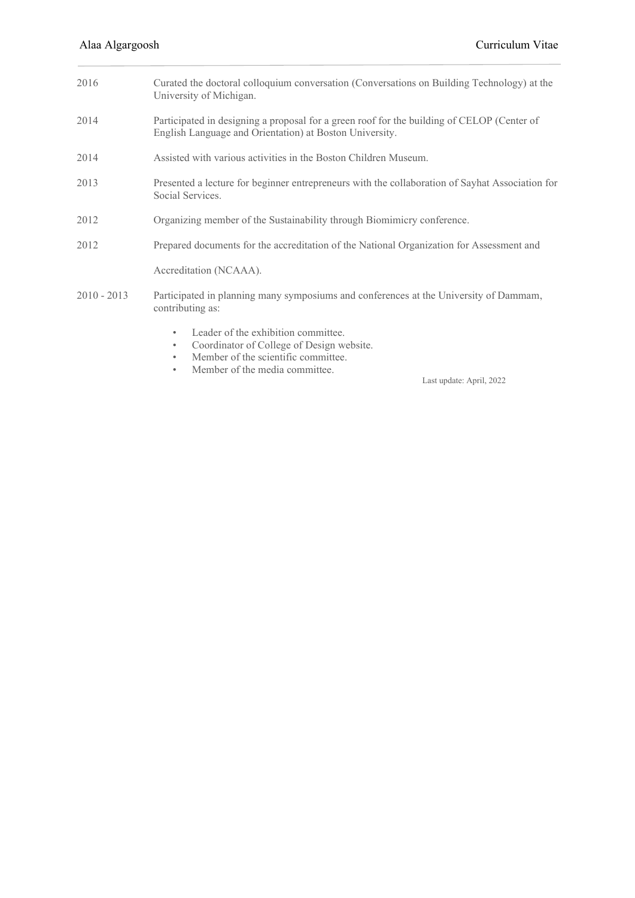| | |
|---|---|
| 2016 | Curated the doctoral colloquium conversation (Conversations on Building Technology) at the University of Michigan. |
| 2014 | Participated in designing a proposal for a green roof for the building of CELOP (Center of English Language and Orientation) at Boston University. |
| 2014 | Assisted with various activities in the Boston Children Museum. |
| 2013 | Presented a lecture for beginner entrepreneurs with the collaboration of Sayhat Association for Social Services. |
| 2012 | Organizing member of the Sustainability through Biomimicry conference. |
| 2012 | Prepared documents for the accreditation of the National Organization for Assessment and Accreditation (NCAAA). |
| 2010 - 2013 | Participated in planning many symposiums and conferences at the University of Dammam, contributing as: |

- Leader of the exhibition committee.
- Coordinator of College of Design website.
- Member of the scientific committee.
- Member of the media committee.

Last update: April, 2022